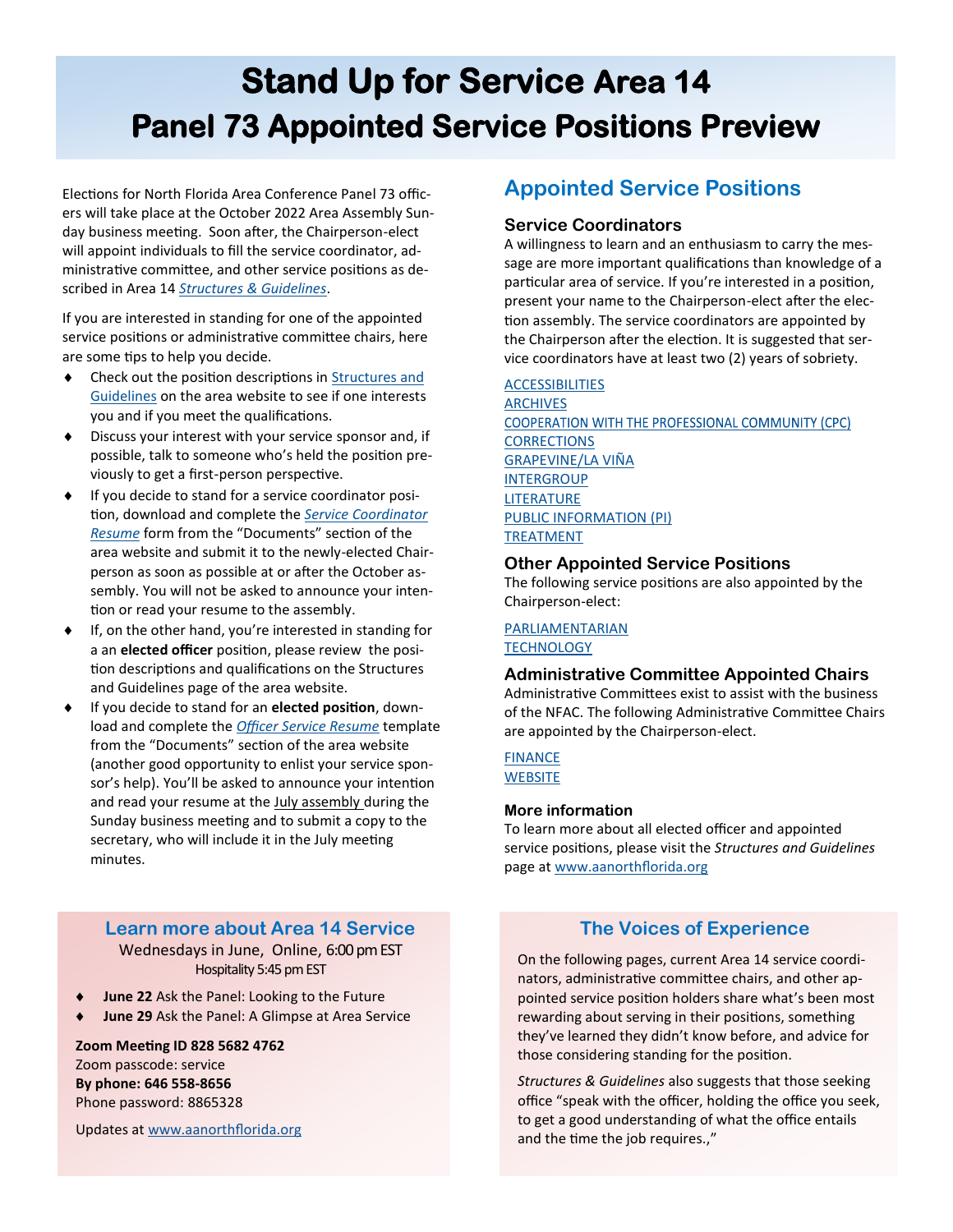# Stand Up for Service Area 14
# Panel 73 Appointed Service Positions Preview

Elections for North Florida Area Conference Panel 73 officers will take place at the October 2022 Area Assembly Sunday business meeting. Soon after, the Chairperson-elect will appoint individuals to fill the service coordinator, administrative committee, and other service positions as described in Area 14 *Structures & Guidelines*.

If you are interested in standing for one of the appointed service positions or administrative committee chairs, here are some tips to help you decide.

- Check out the position descriptions in Structures and Guidelines on the area website to see if one interests you and if you meet the qualifications.
- Discuss your interest with your service sponsor and, if possible, talk to someone who's held the position previously to get a first-person perspective.
- If you decide to stand for a service coordinator position, download and complete the *Service Coordinator Resume* form from the "Documents" section of the area website and submit it to the newly-elected Chairperson as soon as possible at or after the October assembly. You will not be asked to announce your intention or read your resume to the assembly.
- If, on the other hand, you're interested in standing for a an **elected officer** position, please review the position descriptions and qualifications on the Structures and Guidelines page of the area website.
- If you decide to stand for an **elected position**, download and complete the *Officer Service Resume* template from the "Documents" section of the area website (another good opportunity to enlist your service sponsor's help). You'll be asked to announce your intention and read your resume at the July assembly during the Sunday business meeting and to submit a copy to the secretary, who will include it in the July meeting minutes.

## Appointed Service Positions

### Service Coordinators

A willingness to learn and an enthusiasm to carry the message are more important qualifications than knowledge of a particular area of service. If you're interested in a position, present your name to the Chairperson-elect after the election assembly. The service coordinators are appointed by the Chairperson after the election. It is suggested that service coordinators have at least two (2) years of sobriety.

ACCESSIBILITIES
ARCHIVES
COOPERATION WITH THE PROFESSIONAL COMMUNITY (CPC)
CORRECTIONS
GRAPEVINE/LA VIÑA
INTERGROUP
LITERATURE
PUBLIC INFORMATION (PI)
TREATMENT

### Other Appointed Service Positions

The following service positions are also appointed by the Chairperson-elect:

PARLIAMENTARIAN
TECHNOLOGY

### Administrative Committee Appointed Chairs

Administrative Committees exist to assist with the business of the NFAC. The following Administrative Committee Chairs are appointed by the Chairperson-elect.

FINANCE
WEBSITE

### More information

To learn more about all elected officer and appointed service positions, please visit the *Structures and Guidelines* page at www.aanorthflorida.org

## Learn more about Area 14 Service

Wednesdays in June, Online, 6:00 pm EST
Hospitality 5:45 pm EST

- **June 22** Ask the Panel: Looking to the Future
- **June 29** Ask the Panel: A Glimpse at Area Service

**Zoom Meeting ID 828 5682 4762**
Zoom passcode: service
**By phone: 646 558-8656**
Phone password: 8865328

Updates at www.aanorthflorida.org

## The Voices of Experience

On the following pages, current Area 14 service coordinators, administrative committee chairs, and other appointed service position holders share what's been most rewarding about serving in their positions, something they've learned they didn't know before, and advice for those considering standing for the position.

*Structures & Guidelines* also suggests that those seeking office "speak with the officer, holding the office you seek, to get a good understanding of what the office entails and the time the job requires.,"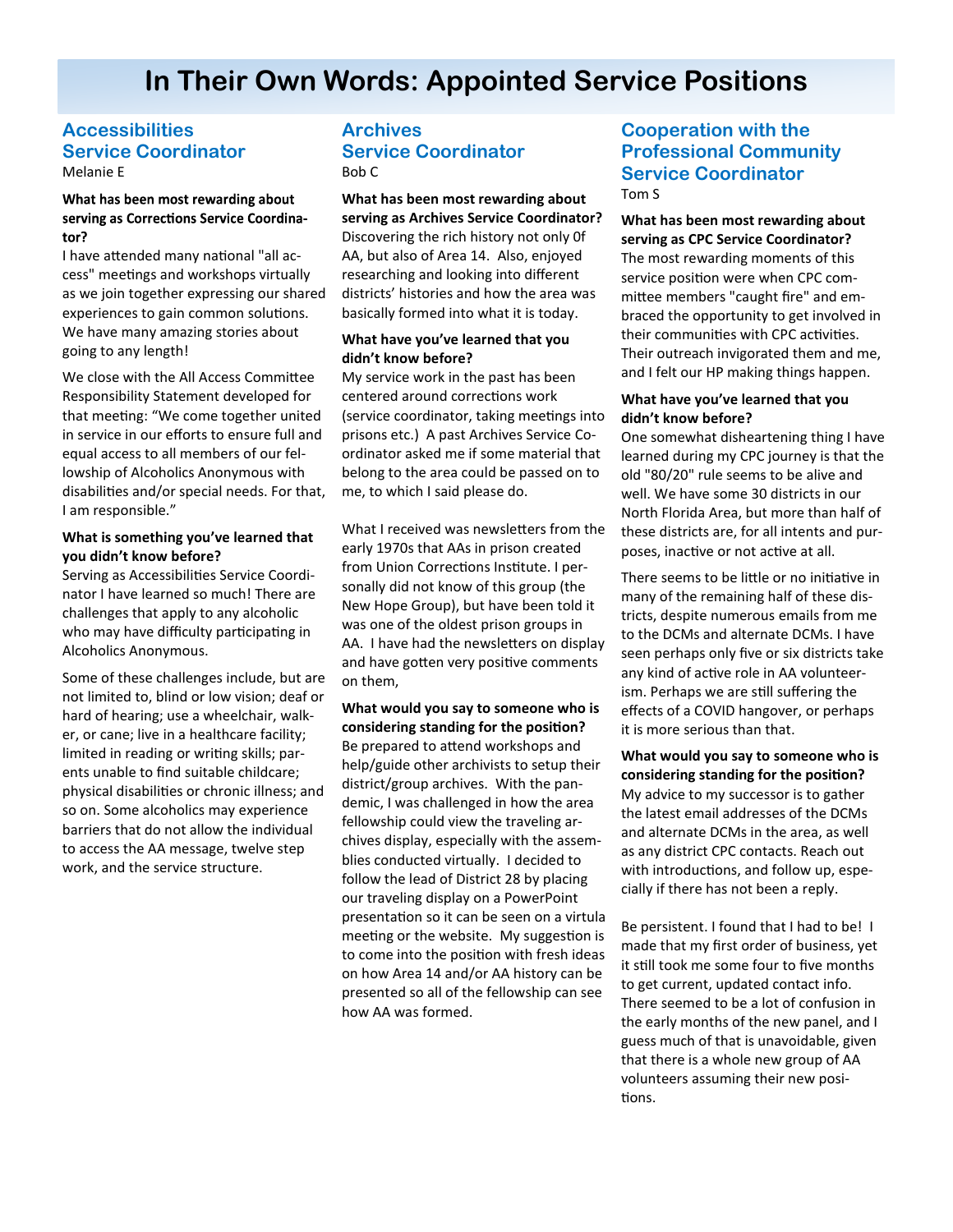# In Their Own Words: Appointed Service Positions

## Accessibilities Service Coordinator

Melanie E

**What has been most rewarding about serving as Corrections Service Coordinator?**

I have attended many national "all access" meetings and workshops virtually as we join together expressing our shared experiences to gain common solutions. We have many amazing stories about going to any length!

We close with the All Access Committee Responsibility Statement developed for that meeting: "We come together united in service in our efforts to ensure full and equal access to all members of our fellowship of Alcoholics Anonymous with disabilities and/or special needs. For that, I am responsible."

**What is something you've learned that you didn't know before?**

Serving as Accessibilities Service Coordinator I have learned so much! There are challenges that apply to any alcoholic who may have difficulty participating in Alcoholics Anonymous.

Some of these challenges include, but are not limited to, blind or low vision; deaf or hard of hearing; use a wheelchair, walker, or cane; live in a healthcare facility; limited in reading or writing skills; parents unable to find suitable childcare; physical disabilities or chronic illness; and so on. Some alcoholics may experience barriers that do not allow the individual to access the AA message, twelve step work, and the service structure.

## Archives Service Coordinator

Bob C

**What has been most rewarding about serving as Archives Service Coordinator?**

Discovering the rich history not only 0f AA, but also of Area 14. Also, enjoyed researching and looking into different districts' histories and how the area was basically formed into what it is today.

**What have you've learned that you didn't know before?**

My service work in the past has been centered around corrections work (service coordinator, taking meetings into prisons etc.) A past Archives Service Coordinator asked me if some material that belong to the area could be passed on to me, to which I said please do.

What I received was newsletters from the early 1970s that AAs in prison created from Union Corrections Institute. I personally did not know of this group (the New Hope Group), but have been told it was one of the oldest prison groups in AA. I have had the newsletters on display and have gotten very positive comments on them,

**What would you say to someone who is considering standing for the position?**

Be prepared to attend workshops and help/guide other archivists to setup their district/group archives. With the pandemic, I was challenged in how the area fellowship could view the traveling archives display, especially with the assemblies conducted virtually. I decided to follow the lead of District 28 by placing our traveling display on a PowerPoint presentation so it can be seen on a virtula meeting or the website. My suggestion is to come into the position with fresh ideas on how Area 14 and/or AA history can be presented so all of the fellowship can see how AA was formed.

## Cooperation with the Professional Community Service Coordinator

Tom S

**What has been most rewarding about serving as CPC Service Coordinator?**

The most rewarding moments of this service position were when CPC committee members "caught fire" and embraced the opportunity to get involved in their communities with CPC activities. Their outreach invigorated them and me, and I felt our HP making things happen.

**What have you've learned that you didn't know before?**

One somewhat disheartening thing I have learned during my CPC journey is that the old "80/20" rule seems to be alive and well. We have some 30 districts in our North Florida Area, but more than half of these districts are, for all intents and purposes, inactive or not active at all.

There seems to be little or no initiative in many of the remaining half of these districts, despite numerous emails from me to the DCMs and alternate DCMs. I have seen perhaps only five or six districts take any kind of active role in AA volunteerism. Perhaps we are still suffering the effects of a COVID hangover, or perhaps it is more serious than that.

**What would you say to someone who is considering standing for the position?**

My advice to my successor is to gather the latest email addresses of the DCMs and alternate DCMs in the area, as well as any district CPC contacts. Reach out with introductions, and follow up, especially if there has not been a reply.

Be persistent. I found that I had to be! I made that my first order of business, yet it still took me some four to five months to get current, updated contact info. There seemed to be a lot of confusion in the early months of the new panel, and I guess much of that is unavoidable, given that there is a whole new group of AA volunteers assuming their new positions.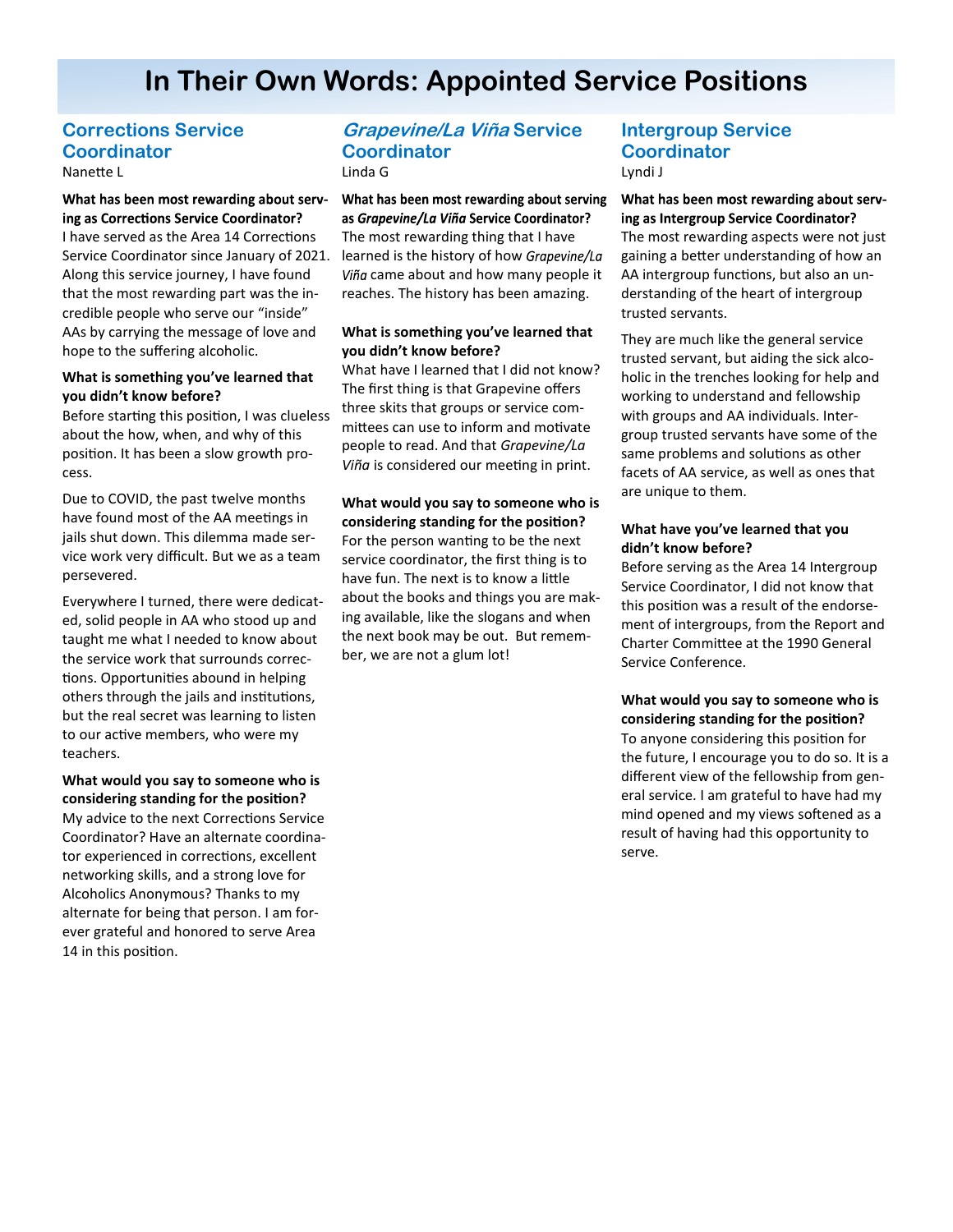# In Their Own Words: Appointed Service Positions

## Corrections Service Coordinator

Nanette L

**What has been most rewarding about serving as Corrections Service Coordinator?**
I have served as the Area 14 Corrections Service Coordinator since January of 2021. Along this service journey, I have found that the most rewarding part was the incredible people who serve our "inside" AAs by carrying the message of love and hope to the suffering alcoholic.

**What is something you've learned that you didn't know before?**
Before starting this position, I was clueless about the how, when, and why of this position. It has been a slow growth process.

Due to COVID, the past twelve months have found most of the AA meetings in jails shut down. This dilemma made service work very difficult. But we as a team persevered.

Everywhere I turned, there were dedicated, solid people in AA who stood up and taught me what I needed to know about the service work that surrounds corrections. Opportunities abound in helping others through the jails and institutions, but the real secret was learning to listen to our active members, who were my teachers.

**What would you say to someone who is considering standing for the position?**
My advice to the next Corrections Service Coordinator? Have an alternate coordinator experienced in corrections, excellent networking skills, and a strong love for Alcoholics Anonymous? Thanks to my alternate for being that person. I am forever grateful and honored to serve Area 14 in this position.

## *Grapevine/La Viña* Service Coordinator

Linda G

**What has been most rewarding about serving as *Grapevine/La Viña* Service Coordinator?**
The most rewarding thing that I have learned is the history of how *Grapevine/La Viña* came about and how many people it reaches. The history has been amazing.

**What is something you've learned that you didn't know before?**
What have I learned that I did not know? The first thing is that Grapevine offers three skits that groups or service committees can use to inform and motivate people to read. And that *Grapevine/La Viña* is considered our meeting in print.

**What would you say to someone who is considering standing for the position?**
For the person wanting to be the next service coordinator, the first thing is to have fun. The next is to know a little about the books and things you are making available, like the slogans and when the next book may be out. But remember, we are not a glum lot!

## Intergroup Service Coordinator

Lyndi J

**What has been most rewarding about serving as Intergroup Service Coordinator?**
The most rewarding aspects were not just gaining a better understanding of how an AA intergroup functions, but also an understanding of the heart of intergroup trusted servants.

They are much like the general service trusted servant, but aiding the sick alcoholic in the trenches looking for help and working to understand and fellowship with groups and AA individuals. Intergroup trusted servants have some of the same problems and solutions as other facets of AA service, as well as ones that are unique to them.

**What have you've learned that you didn't know before?**
Before serving as the Area 14 Intergroup Service Coordinator, I did not know that this position was a result of the endorsement of intergroups, from the Report and Charter Committee at the 1990 General Service Conference.

**What would you say to someone who is considering standing for the position?**
To anyone considering this position for the future, I encourage you to do so. It is a different view of the fellowship from general service. I am grateful to have had my mind opened and my views softened as a result of having had this opportunity to serve.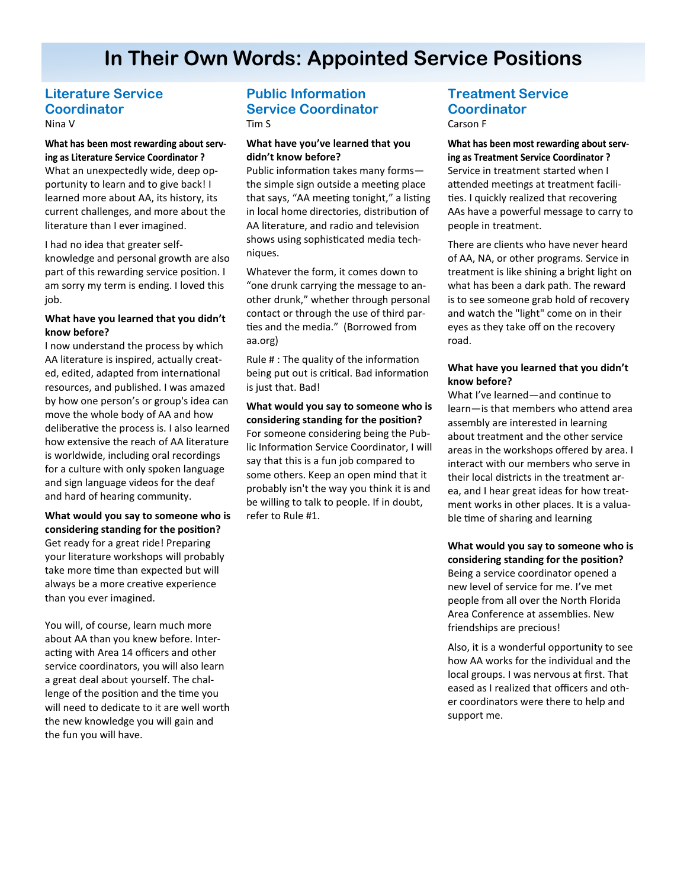# In Their Own Words: Appointed Service Positions

## Literature Service Coordinator

Nina V

**What has been most rewarding about serving as Literature Service Coordinator ?**
What an unexpectedly wide, deep opportunity to learn and to give back! I learned more about AA, its history, its current challenges, and more about the literature than I ever imagined.

I had no idea that greater self-knowledge and personal growth are also part of this rewarding service position. I am sorry my term is ending. I loved this job.

**What have you learned that you didn't know before?**
I now understand the process by which AA literature is inspired, actually created, edited, adapted from international resources, and published. I was amazed by how one person's or group's idea can move the whole body of AA and how deliberative the process is. I also learned how extensive the reach of AA literature is worldwide, including oral recordings for a culture with only spoken language and sign language videos for the deaf and hard of hearing community.

**What would you say to someone who is considering standing for the position?**
Get ready for a great ride! Preparing your literature workshops will probably take more time than expected but will always be a more creative experience than you ever imagined.

You will, of course, learn much more about AA than you knew before. Interacting with Area 14 officers and other service coordinators, you will also learn a great deal about yourself. The challenge of the position and the time you will need to dedicate to it are well worth the new knowledge you will gain and the fun you will have.

## Public Information Service Coordinator

Tim S

**What have you've learned that you didn't know before?**
Public information takes many forms—the simple sign outside a meeting place that says, "AA meeting tonight," a listing in local home directories, distribution of AA literature, and radio and television shows using sophisticated media techniques.

Whatever the form, it comes down to "one drunk carrying the message to another drunk," whether through personal contact or through the use of third parties and the media." (Borrowed from aa.org)

Rule # : The quality of the information being put out is critical. Bad information is just that. Bad!

**What would you say to someone who is considering standing for the position?**
For someone considering being the Public Information Service Coordinator, I will say that this is a fun job compared to some others. Keep an open mind that it probably isn't the way you think it is and be willing to talk to people. If in doubt, refer to Rule #1.

## Treatment Service Coordinator

Carson F

**What has been most rewarding about serving as Treatment Service Coordinator ?**
Service in treatment started when I attended meetings at treatment facilities. I quickly realized that recovering AAs have a powerful message to carry to people in treatment.

There are clients who have never heard of AA, NA, or other programs. Service in treatment is like shining a bright light on what has been a dark path. The reward is to see someone grab hold of recovery and watch the "light" come on in their eyes as they take off on the recovery road.

**What have you learned that you didn't know before?**
What I've learned—and continue to learn—is that members who attend area assembly are interested in learning about treatment and the other service areas in the workshops offered by area. I interact with our members who serve in their local districts in the treatment area, and I hear great ideas for how treatment works in other places. It is a valuable time of sharing and learning

**What would you say to someone who is considering standing for the position?**
Being a service coordinator opened a new level of service for me. I've met people from all over the North Florida Area Conference at assemblies. New friendships are precious!

Also, it is a wonderful opportunity to see how AA works for the individual and the local groups. I was nervous at first. That eased as I realized that officers and other coordinators were there to help and support me.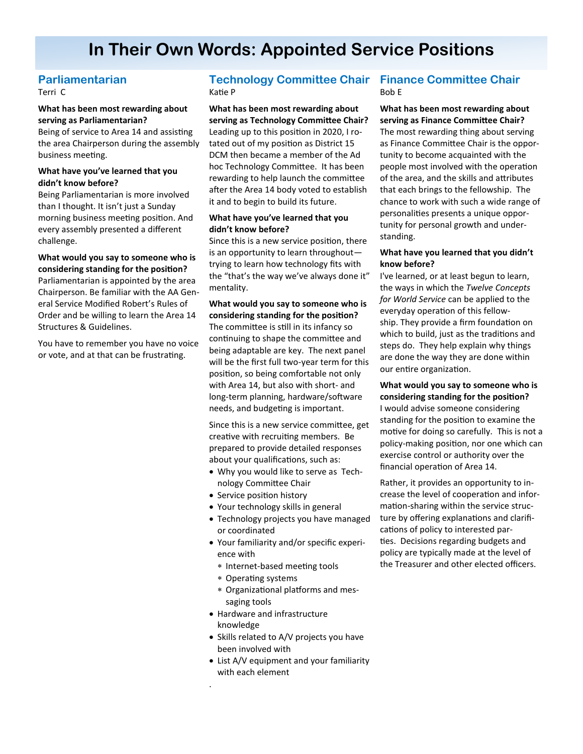# In Their Own Words: Appointed Service Positions

## Parliamentarian

Terri C

**What has been most rewarding about serving as Parliamentarian?**

Being of service to Area 14 and assisting the area Chairperson during the assembly business meeting.

**What have you've learned that you didn't know before?**

Being Parliamentarian is more involved than I thought. It isn't just a Sunday morning business meeting position. And every assembly presented a different challenge.

**What would you say to someone who is considering standing for the position?**

Parliamentarian is appointed by the area Chairperson. Be familiar with the AA General Service Modified Robert's Rules of Order and be willing to learn the Area 14 Structures & Guidelines.

You have to remember you have no voice or vote, and at that can be frustrating.

## Technology Committee Chair

Katie P

**What has been most rewarding about serving as Technology Committee Chair?**

Leading up to this position in 2020, I rotated out of my position as District 15 DCM then became a member of the Ad hoc Technology Committee. It has been rewarding to help launch the committee after the Area 14 body voted to establish it and to begin to build its future.

**What have you've learned that you didn't know before?**

Since this is a new service position, there is an opportunity to learn throughout—trying to learn how technology fits with the "that's the way we've always done it" mentality.

**What would you say to someone who is considering standing for the position?**

The committee is still in its infancy so continuing to shape the committee and being adaptable are key. The next panel will be the first full two-year term for this position, so being comfortable not only with Area 14, but also with short- and long-term planning, hardware/software needs, and budgeting is important.

Since this is a new service committee, get creative with recruiting members. Be prepared to provide detailed responses about your qualifications, such as:

- Why you would like to serve as Technology Committee Chair
- Service position history
- Your technology skills in general
- Technology projects you have managed or coordinated
- Your familiarity and/or specific experience with
  - Internet-based meeting tools
  - Operating systems
  - Organizational platforms and messaging tools
- Hardware and infrastructure knowledge
- Skills related to A/V projects you have been involved with
- List A/V equipment and your familiarity with each element

## Finance Committee Chair

Bob E

**What has been most rewarding about serving as Finance Committee Chair?**

The most rewarding thing about serving as Finance Committee Chair is the opportunity to become acquainted with the people most involved with the operation of the area, and the skills and attributes that each brings to the fellowship. The chance to work with such a wide range of personalities presents a unique opportunity for personal growth and understanding.

**What have you learned that you didn't know before?**

I've learned, or at least begun to learn, the ways in which the *Twelve Concepts for World Service* can be applied to the everyday operation of this fellowship. They provide a firm foundation on which to build, just as the traditions and steps do. They help explain why things are done the way they are done within our entire organization.

**What would you say to someone who is considering standing for the position?**

I would advise someone considering standing for the position to examine the motive for doing so carefully. This is not a policy-making position, nor one which can exercise control or authority over the financial operation of Area 14.

Rather, it provides an opportunity to increase the level of cooperation and information-sharing within the service structure by offering explanations and clarifications of policy to interested parties. Decisions regarding budgets and policy are typically made at the level of the Treasurer and other elected officers.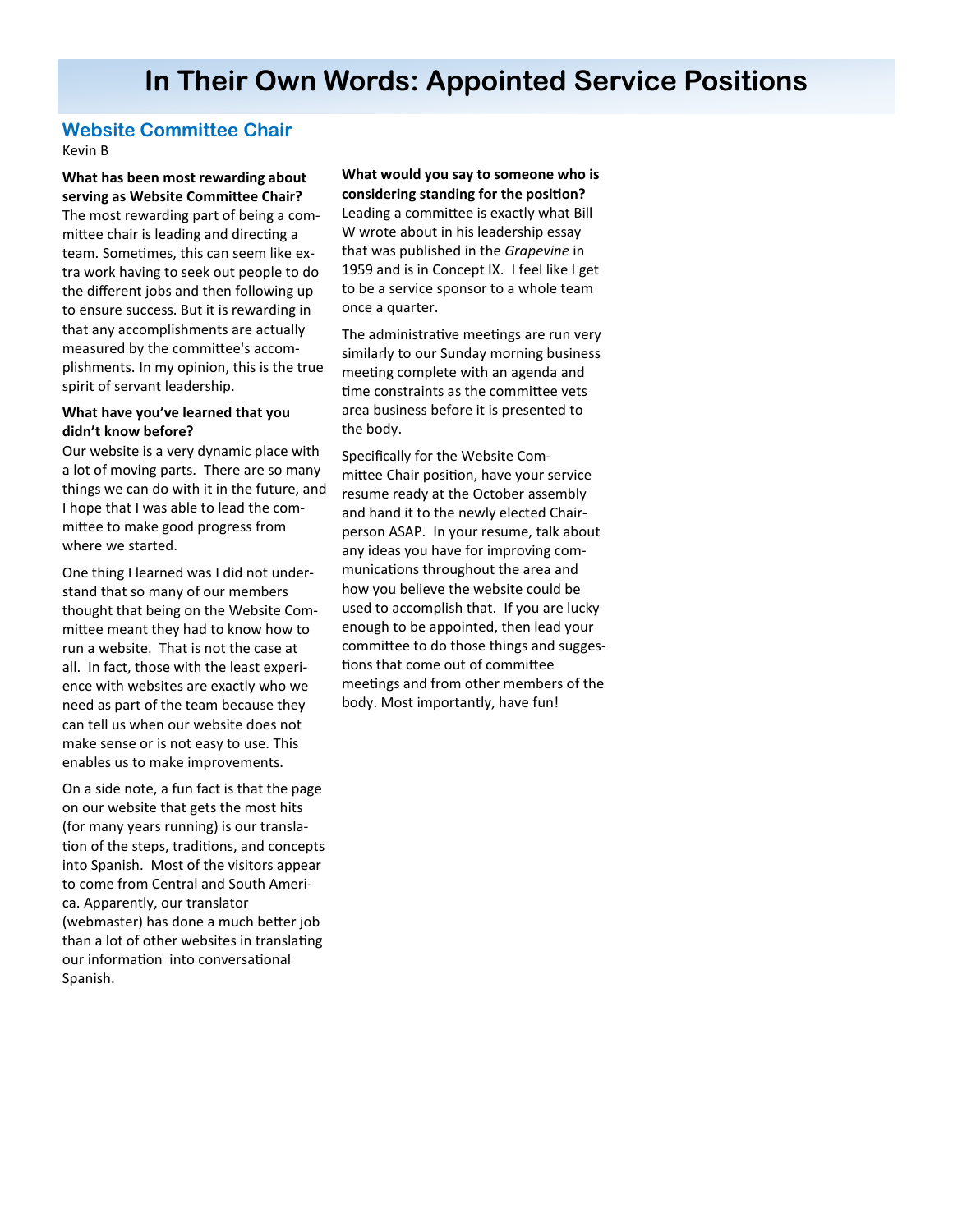# In Their Own Words: Appointed Service Positions

## Website Committee Chair

Kevin B

**What has been most rewarding about serving as Website Committee Chair?**
The most rewarding part of being a committee chair is leading and directing a team. Sometimes, this can seem like extra work having to seek out people to do the different jobs and then following up to ensure success. But it is rewarding in that any accomplishments are actually measured by the committee's accomplishments. In my opinion, this is the true spirit of servant leadership.

**What have you've learned that you didn't know before?**
Our website is a very dynamic place with a lot of moving parts. There are so many things we can do with it in the future, and I hope that I was able to lead the committee to make good progress from where we started.

One thing I learned was I did not understand that so many of our members thought that being on the Website Committee meant they had to know how to run a website. That is not the case at all. In fact, those with the least experience with websites are exactly who we need as part of the team because they can tell us when our website does not make sense or is not easy to use. This enables us to make improvements.

On a side note, a fun fact is that the page on our website that gets the most hits (for many years running) is our translation of the steps, traditions, and concepts into Spanish. Most of the visitors appear to come from Central and South America. Apparently, our translator (webmaster) has done a much better job than a lot of other websites in translating our information into conversational Spanish.

**What would you say to someone who is considering standing for the position?**
Leading a committee is exactly what Bill W wrote about in his leadership essay that was published in the *Grapevine* in 1959 and is in Concept IX. I feel like I get to be a service sponsor to a whole team once a quarter.

The administrative meetings are run very similarly to our Sunday morning business meeting complete with an agenda and time constraints as the committee vets area business before it is presented to the body.

Specifically for the Website Committee Chair position, have your service resume ready at the October assembly and hand it to the newly elected Chairperson ASAP. In your resume, talk about any ideas you have for improving communications throughout the area and how you believe the website could be used to accomplish that. If you are lucky enough to be appointed, then lead your committee to do those things and suggestions that come out of committee meetings and from other members of the body. Most importantly, have fun!